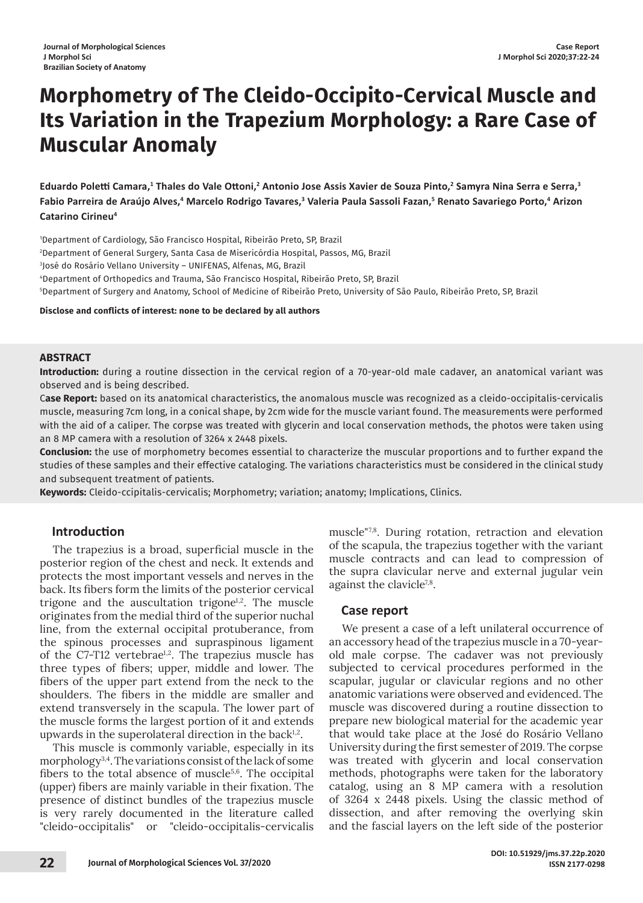# Morphometry of The Cleido-Occipito-Cervical Muscle and Its Variation in the Trapezium Morphology: a Rare Case of Muscular Anomaly

**Eduardo Poletti Camara,[1] Thales do Vale Ottoni,[2] Antonio Jose Assis Xavier de Souza Pinto,[2] Samyra Nina Serra e Serra,[3] Fabio Parreira de Araújo Alves,[4] Marcelo Rodrigo Tavares,[3] Valeria Paula Sassoli Fazan,[5] Renato Savariego Porto,[4] Arizon Catarino Cirineu[4]**

[1]Department of Cardiology, São Francisco Hospital, Ribeirão Preto, SP, Brazil
[2]Department of General Surgery, Santa Casa de Misericórdia Hospital, Passos, MG, Brazil
[3]José do Rosário Vellano University – UNIFENAS, Alfenas, MG, Brazil
[4]Department of Orthopedics and Trauma, São Francisco Hospital, Ribeirão Preto, SP, Brazil
[5]Department of Surgery and Anatomy, School of Medicine of Ribeirão Preto, University of São Paulo, Ribeirão Preto, SP, Brazil

**Disclose and conflicts of interest: none to be declared by all authors**

### ABSTRACT

**Introduction:** during a routine dissection in the cervical region of a 70-year-old male cadaver, an anatomical variant was observed and is being described.

C**ase Report:** based on its anatomical characteristics, the anomalous muscle was recognized as a cleido-occipitalis-cervicalis muscle, measuring 7cm long, in a conical shape, by 2cm wide for the muscle variant found. The measurements were performed with the aid of a caliper. The corpse was treated with glycerin and local conservation methods, the photos were taken using an 8 MP camera with a resolution of 3264 x 2448 pixels.

**Conclusion:** the use of morphometry becomes essential to characterize the muscular proportions and to further expand the studies of these samples and their effective cataloging. The variations characteristics must be considered in the clinical study and subsequent treatment of patients.

**Keywords:** Cleido-ccipitalis-cervicalis; Morphometry; variation; anatomy; Implications, Clinics.

## Introduction

The trapezius is a broad, superficial muscle in the posterior region of the chest and neck. It extends and protects the most important vessels and nerves in the back. Its fibers form the limits of the posterior cervical trigone and the auscultation trigone[1,2]. The muscle originates from the medial third of the superior nuchal line, from the external occipital protuberance, from the spinous processes and supraspinous ligament of the C7-T12 vertebrae[1,2]. The trapezius muscle has three types of fibers; upper, middle and lower. The fibers of the upper part extend from the neck to the shoulders. The fibers in the middle are smaller and extend transversely in the scapula. The lower part of the muscle forms the largest portion of it and extends upwards in the superolateral direction in the back[1,2].

This muscle is commonly variable, especially in its morphology[3,4]. The variations consist of the lack of some fibers to the total absence of muscle[5,6]. The occipital (upper) fibers are mainly variable in their fixation. The presence of distinct bundles of the trapezius muscle is very rarely documented in the literature called "cleido-occipitalis" or "cleido-occipitalis-cervicalis muscle"[7,8]. During rotation, retraction and elevation of the scapula, the trapezius together with the variant muscle contracts and can lead to compression of the supra clavicular nerve and external jugular vein against the clavicle[7,8].

## Case report

We present a case of a left unilateral occurrence of an accessory head of the trapezius muscle in a 70-year-old male corpse. The cadaver was not previously subjected to cervical procedures performed in the scapular, jugular or clavicular regions and no other anatomic variations were observed and evidenced. The muscle was discovered during a routine dissection to prepare new biological material for the academic year that would take place at the José do Rosário Vellano University during the first semester of 2019. The corpse was treated with glycerin and local conservation methods, photographs were taken for the laboratory catalog, using an 8 MP camera with a resolution of 3264 x 2448 pixels. Using the classic method of dissection, and after removing the overlying skin and the fascial layers on the left side of the posterior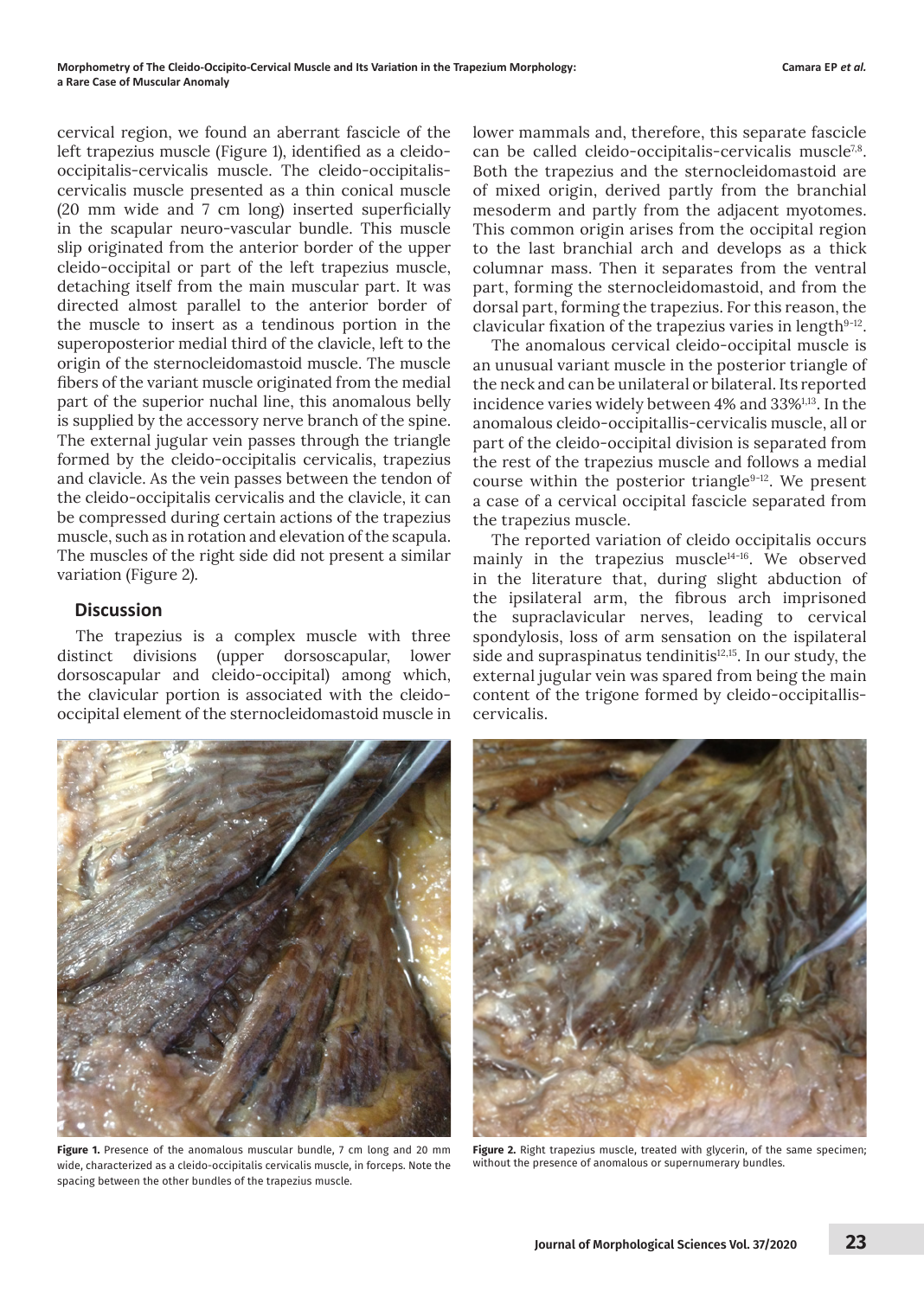cervical region, we found an aberrant fascicle of the left trapezius muscle (Figure 1), identified as a cleido-occipitalis-cervicalis muscle. The cleido-occipitalis-cervicalis muscle presented as a thin conical muscle (20 mm wide and 7 cm long) inserted superficially in the scapular neuro-vascular bundle. This muscle slip originated from the anterior border of the upper cleido-occipital or part of the left trapezius muscle, detaching itself from the main muscular part. It was directed almost parallel to the anterior border of the muscle to insert as a tendinous portion in the superoposterior medial third of the clavicle, left to the origin of the sternocleidomastoid muscle. The muscle fibers of the variant muscle originated from the medial part of the superior nuchal line, this anomalous belly is supplied by the accessory nerve branch of the spine. The external jugular vein passes through the triangle formed by the cleido-occipitalis cervicalis, trapezius and clavicle. As the vein passes between the tendon of the cleido-occipitalis cervicalis and the clavicle, it can be compressed during certain actions of the trapezius muscle, such as in rotation and elevation of the scapula. The muscles of the right side did not present a similar variation (Figure 2).

## Discussion

The trapezius is a complex muscle with three distinct divisions (upper dorsoscapular, lower dorsoscapular and cleido-occipital) among which, the clavicular portion is associated with the cleido-occipital element of the sternocleidomastoid muscle in lower mammals and, therefore, this separate fascicle can be called cleido-occipitalis-cervicalis muscle[7,8]. Both the trapezius and the sternocleidomastoid are of mixed origin, derived partly from the branchial mesoderm and partly from the adjacent myotomes. This common origin arises from the occipital region to the last branchial arch and develops as a thick columnar mass. Then it separates from the ventral part, forming the sternocleidomastoid, and from the dorsal part, forming the trapezius. For this reason, the clavicular fixation of the trapezius varies in length[9–12].

The anomalous cervical cleido-occipital muscle is an unusual variant muscle in the posterior triangle of the neck and can be unilateral or bilateral. Its reported incidence varies widely between 4% and 33%[1,13]. In the anomalous cleido-occipitallis-cervicalis muscle, all or part of the cleido-occipital division is separated from the rest of the trapezius muscle and follows a medial course within the posterior triangle[9–12]. We present a case of a cervical occipital fascicle separated from the trapezius muscle.

The reported variation of cleido occipitalis occurs mainly in the trapezius muscle[14–16]. We observed in the literature that, during slight abduction of the ipsilateral arm, the fibrous arch imprisoned the supraclavicular nerves, leading to cervical spondylosis, loss of arm sensation on the ispilateral side and supraspinatus tendinitis[12,15]. In our study, the external jugular vein was spared from being the main content of the trigone formed by cleido-occipitallis-cervicalis.

**Figure 1.** Presence of the anomalous muscular bundle, 7 cm long and 20 mm wide, characterized as a cleido-occipitalis cervicalis muscle, in forceps. Note the spacing between the other bundles of the trapezius muscle.

**Figure 2.** Right trapezius muscle, treated with glycerin, of the same specimen; without the presence of anomalous or supernumerary bundles.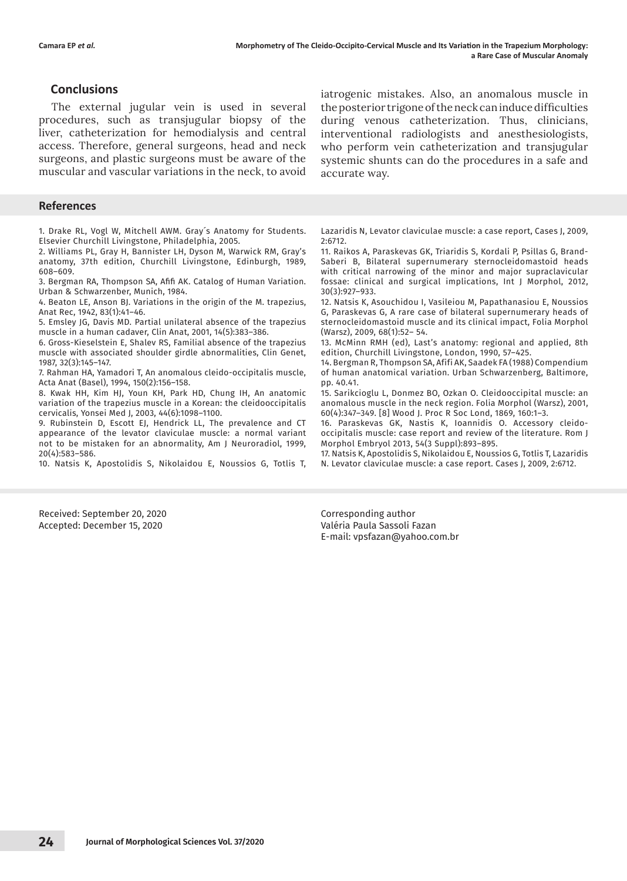## Conclusions

The external jugular vein is used in several procedures, such as transjugular biopsy of the liver, catheterization for hemodialysis and central access. Therefore, general surgeons, head and neck surgeons, and plastic surgeons must be aware of the muscular and vascular variations in the neck, to avoid iatrogenic mistakes. Also, an anomalous muscle in the posterior trigone of the neck can induce difficulties during venous catheterization. Thus, clinicians, interventional radiologists and anesthesiologists, who perform vein catheterization and transjugular systemic shunts can do the procedures in a safe and accurate way.

## References

1. Drake RL, Vogl W, Mitchell AWM. Gray´s Anatomy for Students. Elsevier Churchill Livingstone, Philadelphia, 2005.
2. Williams PL, Gray H, Bannister LH, Dyson M, Warwick RM, Gray's anatomy, 37th edition, Churchill Livingstone, Edinburgh, 1989, 608–609.
3. Bergman RA, Thompson SA, Afifi AK. Catalog of Human Variation. Urban & Schwarzenber, Munich, 1984.
4. Beaton LE, Anson BJ. Variations in the origin of the M. trapezius, Anat Rec, 1942, 83(1):41–46.
5. Emsley JG, Davis MD. Partial unilateral absence of the trapezius muscle in a human cadaver, Clin Anat, 2001, 14(5):383–386.
6. Gross-Kieselstein E, Shalev RS, Familial absence of the trapezius muscle with associated shoulder girdle abnormalities, Clin Genet, 1987, 32(3):145–147.
7. Rahman HA, Yamadori T, An anomalous cleido-occipitalis muscle, Acta Anat (Basel), 1994, 150(2):156–158.
8. Kwak HH, Kim HJ, Youn KH, Park HD, Chung IH, An anatomic variation of the trapezius muscle in a Korean: the cleidooccipitalis cervicalis, Yonsei Med J, 2003, 44(6):1098–1100.
9. Rubinstein D, Escott EJ, Hendrick LL, The prevalence and CT appearance of the levator claviculae muscle: a normal variant not to be mistaken for an abnormality, Am J Neuroradiol, 1999, 20(4):583–586.
10. Natsis K, Apostolidis S, Nikolaidou E, Noussios G, Totlis T, Lazaridis N, Levator claviculae muscle: a case report, Cases J, 2009, 2:6712.
11. Raikos A, Paraskevas GK, Triaridis S, Kordali P, Psillas G, Brand-Saberi B, Bilateral supernumerary sternocleidomastoid heads with critical narrowing of the minor and major supraclavicular fossae: clinical and surgical implications, Int J Morphol, 2012, 30(3):927–933.
12. Natsis K, Asouchidou I, Vasileiou M, Papathanasiou E, Noussios G, Paraskevas G, A rare case of bilateral supernumerary heads of sternocleidomastoid muscle and its clinical impact, Folia Morphol (Warsz), 2009, 68(1):52– 54.
13. McMinn RMH (ed), Last's anatomy: regional and applied, 8th edition, Churchill Livingstone, London, 1990, 57–425.
14. Bergman R, Thompson SA, Afifi AK, Saadek FA (1988) Compendium of human anatomical variation. Urban Schwarzenberg, Baltimore, pp. 40.41.
15. Sarikcioglu L, Donmez BO, Ozkan O. Cleidooccipital muscle: an anomalous muscle in the neck region. Folia Morphol (Warsz), 2001, 60(4):347–349. [8] Wood J. Proc R Soc Lond, 1869, 160:1–3.
16. Paraskevas GK, Nastis K, Ioannidis O. Accessory cleido-occipitalis muscle: case report and review of the literature. Rom J Morphol Embryol 2013, 54(3 Suppl):893–895.
17. Natsis K, Apostolidis S, Nikolaidou E, Noussios G, Totlis T, Lazaridis N. Levator claviculae muscle: a case report. Cases J, 2009, 2:6712.

Received: September 20, 2020
Accepted: December 15, 2020

Corresponding author
Valéria Paula Sassoli Fazan
E-mail: vpsfazan@yahoo.com.br